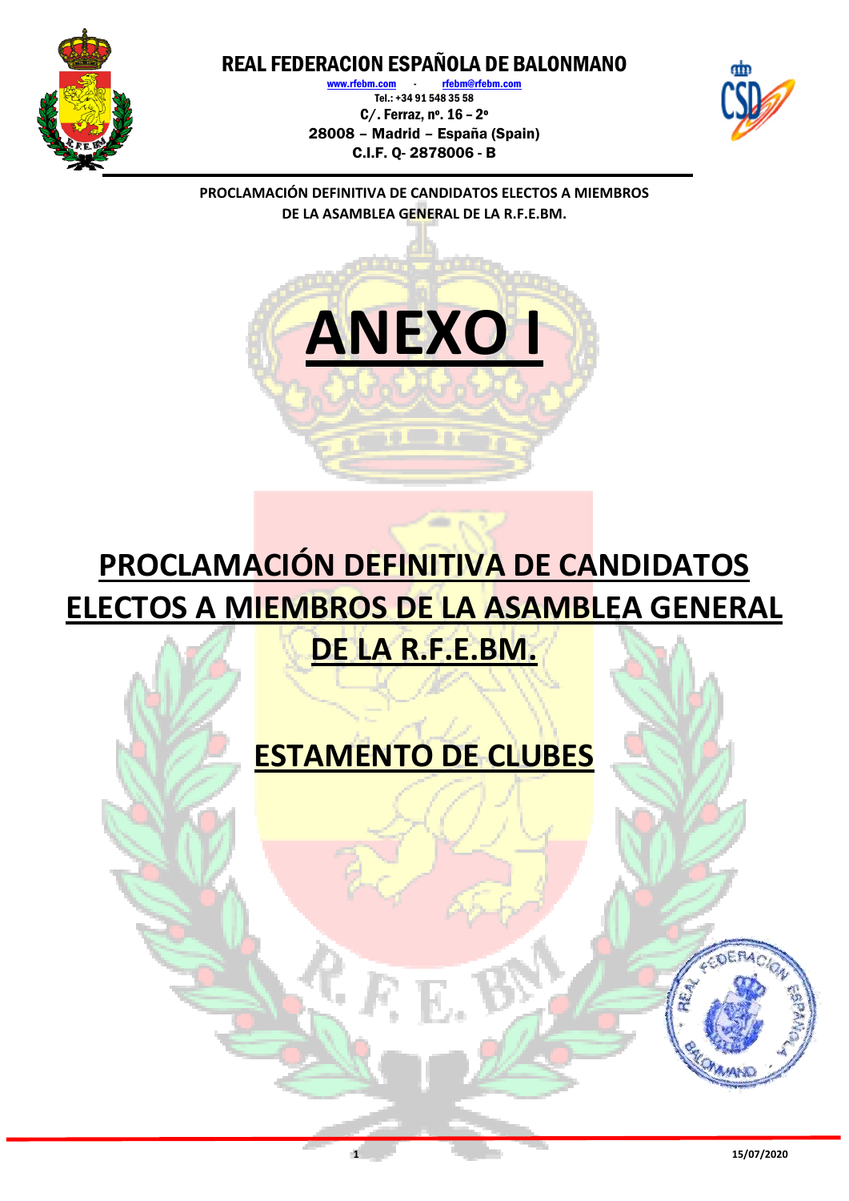# REAL FEDERACION ESPAÑOLA DE BALONMANO

www.rfebm.com - rfebm@rfebm.com
Tel.: +34 91 548 35 58
C/. Ferraz, nº. 16 – 2º
28008 – Madrid – España (Spain)
C.I.F. Q- 2878006 - B

**PROCLAMACIÓN DEFINITIVA DE CANDIDATOS ELECTOS A MIEMBROS DE LA ASAMBLEA GENERAL DE LA R.F.E.BM.**

# ANEXO I

## PROCLAMACIÓN DEFINITIVA DE CANDIDATOS ELECTOS A MIEMBROS DE LA ASAMBLEA GENERAL DE LA R.F.E.BM.

## ESTAMENTO DE CLUBES

15/07/2020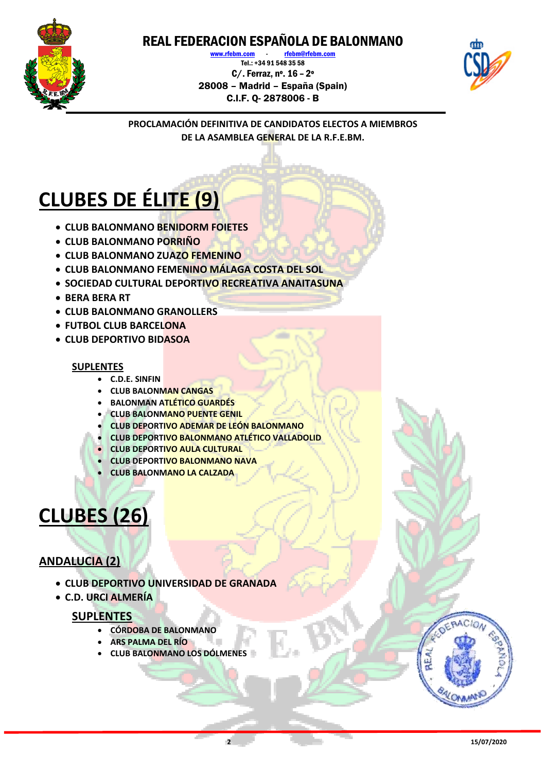PROCLAMACIÓN DEFINITIVA DE CANDIDATOS ELECTOS A MIEMBROS DE LA ASAMBLEA GENERAL DE LA R.F.E.BM.

# CLUBES DE ÉLITE (9)

- CLUB BALONMANO BENIDORM FOIETES
- CLUB BALONMANO PORRIÑO
- CLUB BALONMANO ZUAZO FEMENINO
- CLUB BALONMANO FEMENINO MÁLAGA COSTA DEL SOL
- SOCIEDAD CULTURAL DEPORTIVO RECREATIVA ANAITASUNA
- BERA BERA RT
- CLUB BALONMANO GRANOLLERS
- FUTBOL CLUB BARCELONA
- CLUB DEPORTIVO BIDASOA

### SUPLENTES

- C.D.E. SINFIN
- CLUB BALONMAN CANGAS
- BALONMAN ATLÉTICO GUARDÉS
- CLUB BALONMANO PUENTE GENIL
- CLUB DEPORTIVO ADEMAR DE LEÓN BALONMANO
- CLUB DEPORTIVO BALONMANO ATLÉTICO VALLADOLID
- CLUB DEPORTIVO AULA CULTURAL
- CLUB DEPORTIVO BALONMANO NAVA
- CLUB BALONMANO LA CALZADA

# CLUBES (26)

## ANDALUCIA (2)

- CLUB DEPORTIVO UNIVERSIDAD DE GRANADA
- C.D. URCI ALMERÍA

### SUPLENTES

- CÓRDOBA DE BALONMANO
- ARS PALMA DEL RÍO
- CLUB BALONMANO LOS DÓLMENES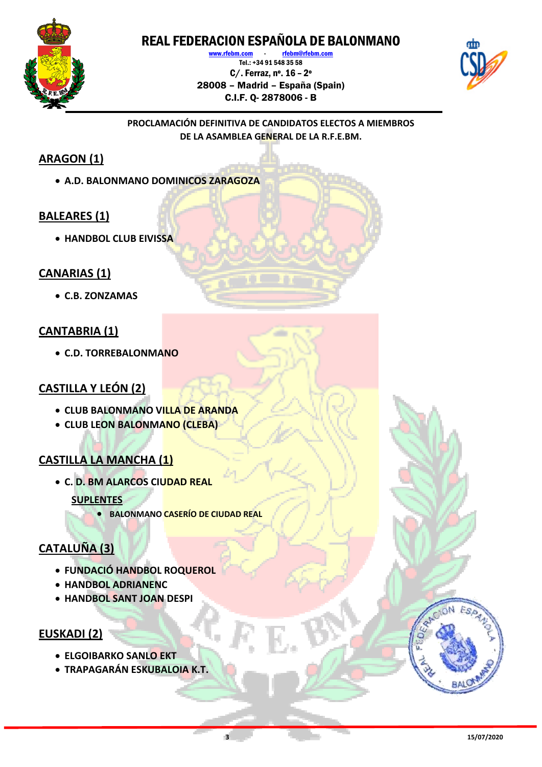# REAL FEDERACION ESPAÑOLA DE BALONMANO

www.rfebm.com - rfebm@rfebm.com
Tel.: +34 91 548 35 58
C/. Ferraz, nº. 16 – 2º
28008 – Madrid – España (Spain)
C.I.F. Q- 2878006 - B

**PROCLAMACIÓN DEFINITIVA DE CANDIDATOS ELECTOS A MIEMBROS DE LA ASAMBLEA GENERAL DE LA R.F.E.BM.**

## ARAGON (1)

- A.D. BALONMANO DOMINICOS ZARAGOZA

## BALEARES (1)

- HANDBOL CLUB EIVISSA

## CANARIAS (1)

- C.B. ZONZAMAS

## CANTABRIA (1)

- C.D. TORREBALONMANO

## CASTILLA Y LEÓN (2)

- CLUB BALONMANO VILLA DE ARANDA
- CLUB LEON BALONMANO (CLEBA)

## CASTILLA LA MANCHA (1)

- C. D. BM ALARCOS CIUDAD REAL

  **SUPLENTES**

  - BALONMANO CASERÍO DE CIUDAD REAL

## CATALUÑA (3)

- FUNDACIÓ HANDBOL ROQUEROL
- HANDBOL ADRIANENC
- HANDBOL SANT JOAN DESPI

## EUSKADI (2)

- ELGOIBARKO SANLO EKT
- TRAPAGARÁN ESKUBALOIA K.T.

15/07/2020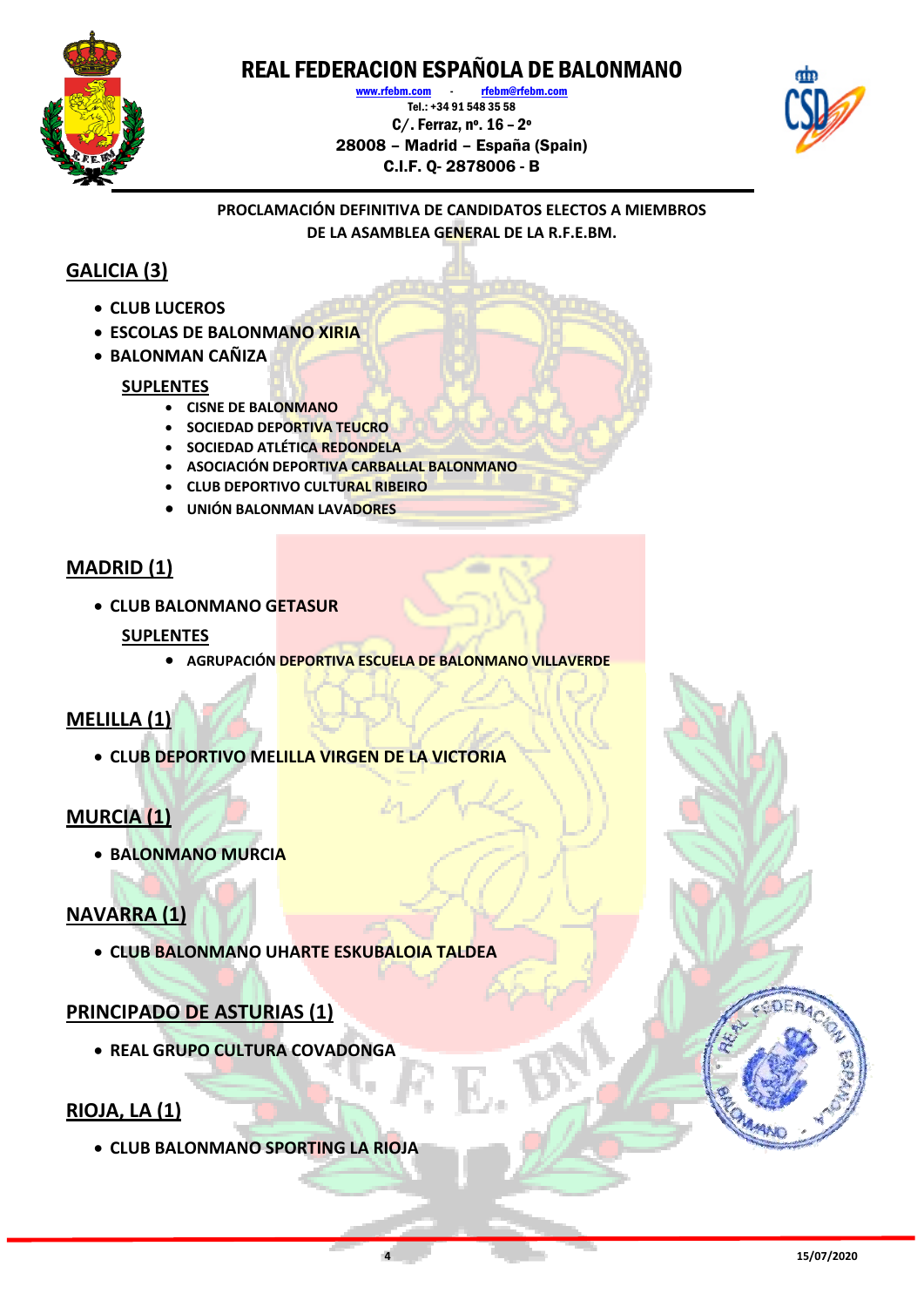# REAL FEDERACION ESPAÑOLA DE BALONMANO

www.rfebm.com - rfebm@rfebm.com
Tel.: +34 91 548 35 58
C/. Ferraz, nº. 16 – 2º
28008 – Madrid – España (Spain)
C.I.F. Q- 2878006 - B

**PROCLAMACIÓN DEFINITIVA DE CANDIDATOS ELECTOS A MIEMBROS DE LA ASAMBLEA GENERAL DE LA R.F.E.BM.**

## GALICIA (3)

- CLUB LUCEROS
- ESCOLAS DE BALONMANO XIRIA
- BALONMAN CAÑIZA

### SUPLENTES

- CISNE DE BALONMANO
- SOCIEDAD DEPORTIVA TEUCRO
- SOCIEDAD ATLÉTICA REDONDELA
- ASOCIACIÓN DEPORTIVA CARBALLAL BALONMANO
- CLUB DEPORTIVO CULTURAL RIBEIRO
- UNIÓN BALONMAN LAVADORES

## MADRID (1)

- CLUB BALONMANO GETASUR

### SUPLENTES

- AGRUPACIÓN DEPORTIVA ESCUELA DE BALONMANO VILLAVERDE

## MELILLA (1)

- CLUB DEPORTIVO MELILLA VIRGEN DE LA VICTORIA

## MURCIA (1)

- BALONMANO MURCIA

## NAVARRA (1)

- CLUB BALONMANO UHARTE ESKUBALOIA TALDEA

## PRINCIPADO DE ASTURIAS (1)

- REAL GRUPO CULTURA COVADONGA

## RIOJA, LA (1)

- CLUB BALONMANO SPORTING LA RIOJA

15/07/2020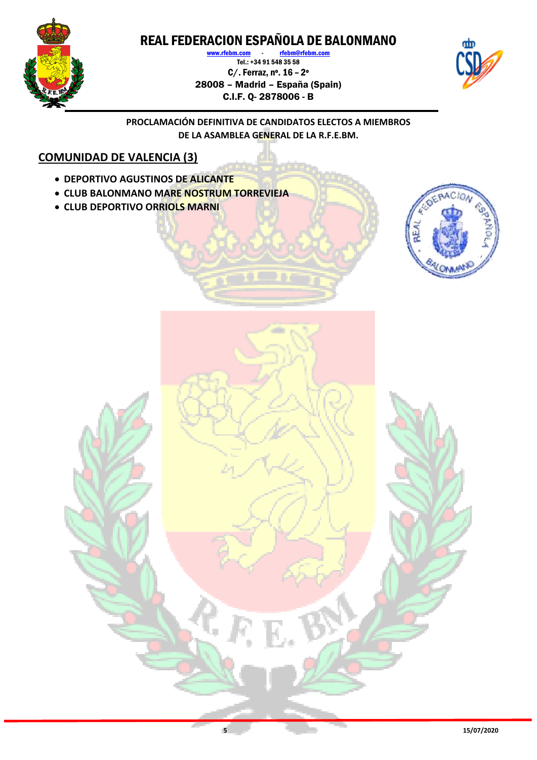**PROCLAMACIÓN DEFINITIVA DE CANDIDATOS ELECTOS A MIEMBROS DE LA ASAMBLEA GENERAL DE LA R.F.E.BM.**

## COMUNIDAD DE VALENCIA (3)

- **DEPORTIVO AGUSTINOS DE ALICANTE**
- **CLUB BALONMANO MARE NOSTRUM TORREVIEJA**
- **CLUB DEPORTIVO ORRIOLS MARNI**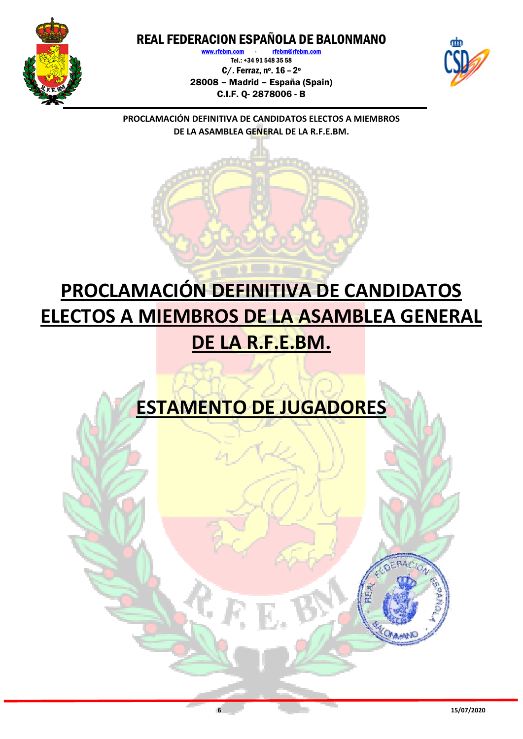# PROCLAMACIÓN DEFINITIVA DE CANDIDATOS ELECTOS A MIEMBROS DE LA ASAMBLEA GENERAL DE LA R.F.E.BM.

## ESTAMENTO DE JUGADORES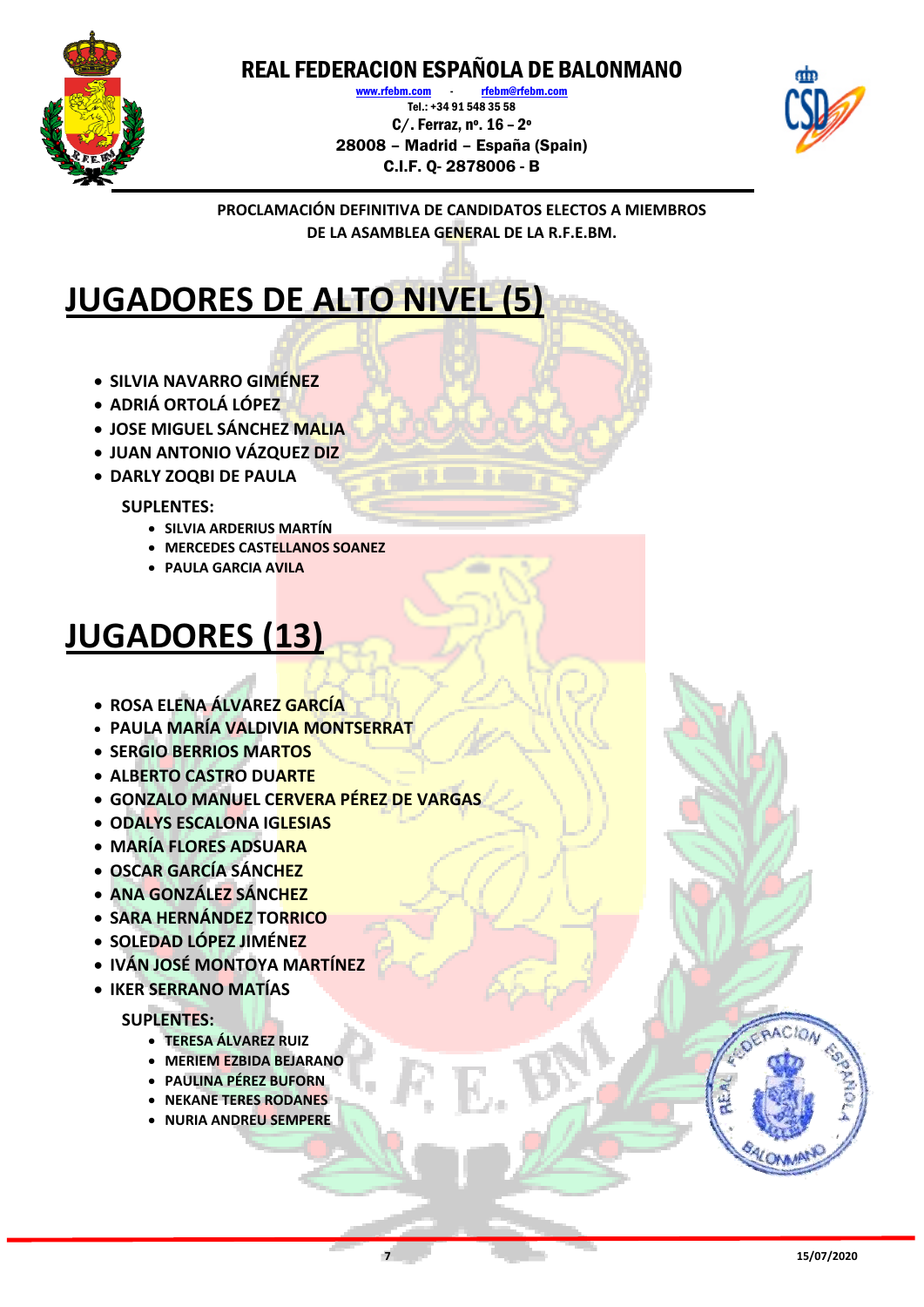REAL FEDERACION ESPAÑOLA DE BALONMANO

www.rfebm.com - rfebm@rfebm.com

Tel.: +34 91 548 35 58

C/. Ferraz, nº. 16 – 2º

28008 – Madrid – España (Spain)

C.I.F. Q- 2878006 - B

**PROCLAMACIÓN DEFINITIVA DE CANDIDATOS ELECTOS A MIEMBROS DE LA ASAMBLEA GENERAL DE LA R.F.E.BM.**

# JUGADORES DE ALTO NIVEL (5)

- **SILVIA NAVARRO GIMÉNEZ**
- **ADRIÁ ORTOLÁ LÓPEZ**
- **JOSE MIGUEL SÁNCHEZ MALIA**
- **JUAN ANTONIO VÁZQUEZ DIZ**
- **DARLY ZOQBI DE PAULA**

**SUPLENTES:**

- **SILVIA ARDERIUS MARTÍN**
- **MERCEDES CASTELLANOS SOANEZ**
- **PAULA GARCIA AVILA**

# JUGADORES (13)

- **ROSA ELENA ÁLVAREZ GARCÍA**
- **PAULA MARÍA VALDIVIA MONTSERRAT**
- **SERGIO BERRIOS MARTOS**
- **ALBERTO CASTRO DUARTE**
- **GONZALO MANUEL CERVERA PÉREZ DE VARGAS**
- **ODALYS ESCALONA IGLESIAS**
- **MARÍA FLORES ADSUARA**
- **OSCAR GARCÍA SÁNCHEZ**
- **ANA GONZÁLEZ SÁNCHEZ**
- **SARA HERNÁNDEZ TORRICO**
- **SOLEDAD LÓPEZ JIMÉNEZ**
- **IVÁN JOSÉ MONTOYA MARTÍNEZ**
- **IKER SERRANO MATÍAS**

**SUPLENTES:**

- **TERESA ÁLVAREZ RUIZ**
- **MERIEM EZBIDA BEJARANO**
- **PAULINA PÉREZ BUFORN**
- **NEKANE TERES RODANES**
- **NURIA ANDREU SEMPERE**

15/07/2020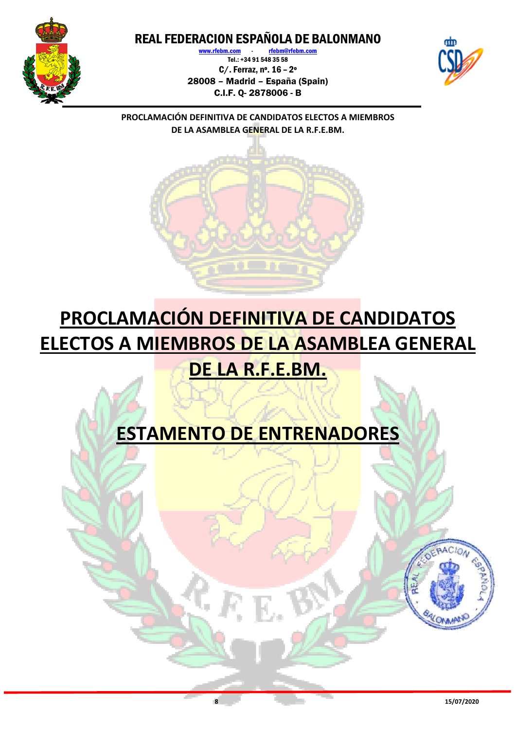# PROCLAMACIÓN DEFINITIVA DE CANDIDATOS ELECTOS A MIEMBROS DE LA ASAMBLEA GENERAL DE LA R.F.E.BM.

## ESTAMENTO DE ENTRENADORES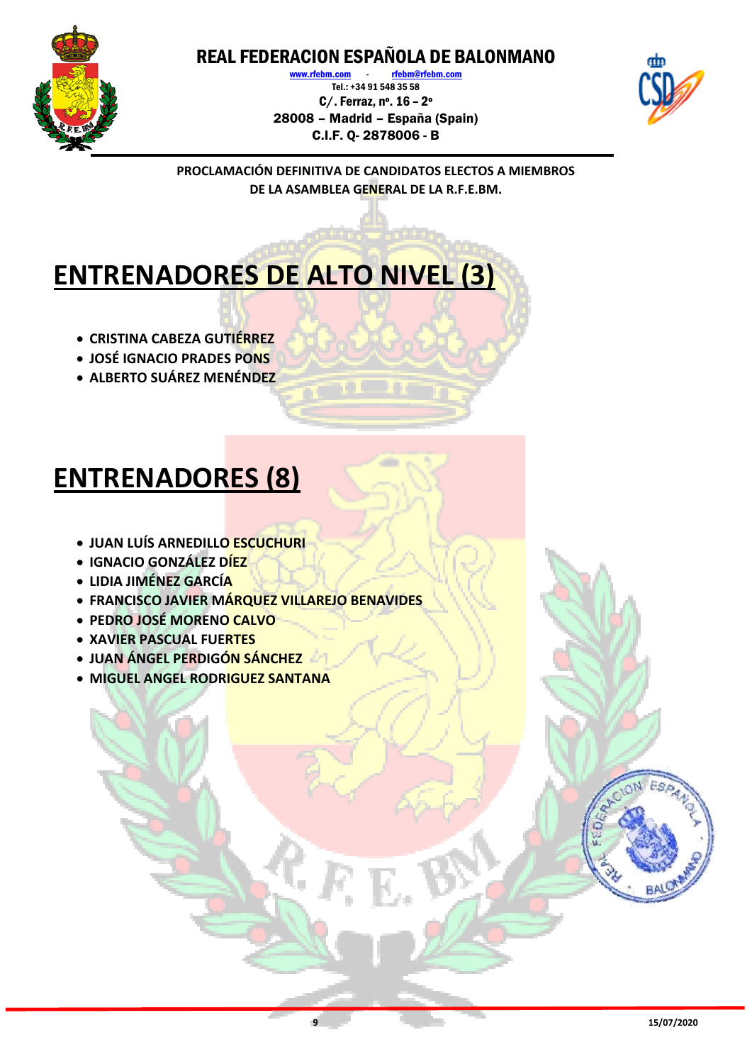**PROCLAMACIÓN DEFINITIVA DE CANDIDATOS ELECTOS A MIEMBROS DE LA ASAMBLEA GENERAL DE LA R.F.E.BM.**

# ENTRENADORES DE ALTO NIVEL (3)

- **CRISTINA CABEZA GUTIÉRREZ**
- **JOSÉ IGNACIO PRADES PONS**
- **ALBERTO SUÁREZ MENÉNDEZ**

# ENTRENADORES (8)

- **JUAN LUÍS ARNEDILLO ESCUCHURI**
- **IGNACIO GONZÁLEZ DÍEZ**
- **LIDIA JIMÉNEZ GARCÍA**
- **FRANCISCO JAVIER MÁRQUEZ VILLAREJO BENAVIDES**
- **PEDRO JOSÉ MORENO CALVO**
- **XAVIER PASCUAL FUERTES**
- **JUAN ÁNGEL PERDIGÓN SÁNCHEZ**
- **MIGUEL ANGEL RODRIGUEZ SANTANA**

15/07/2020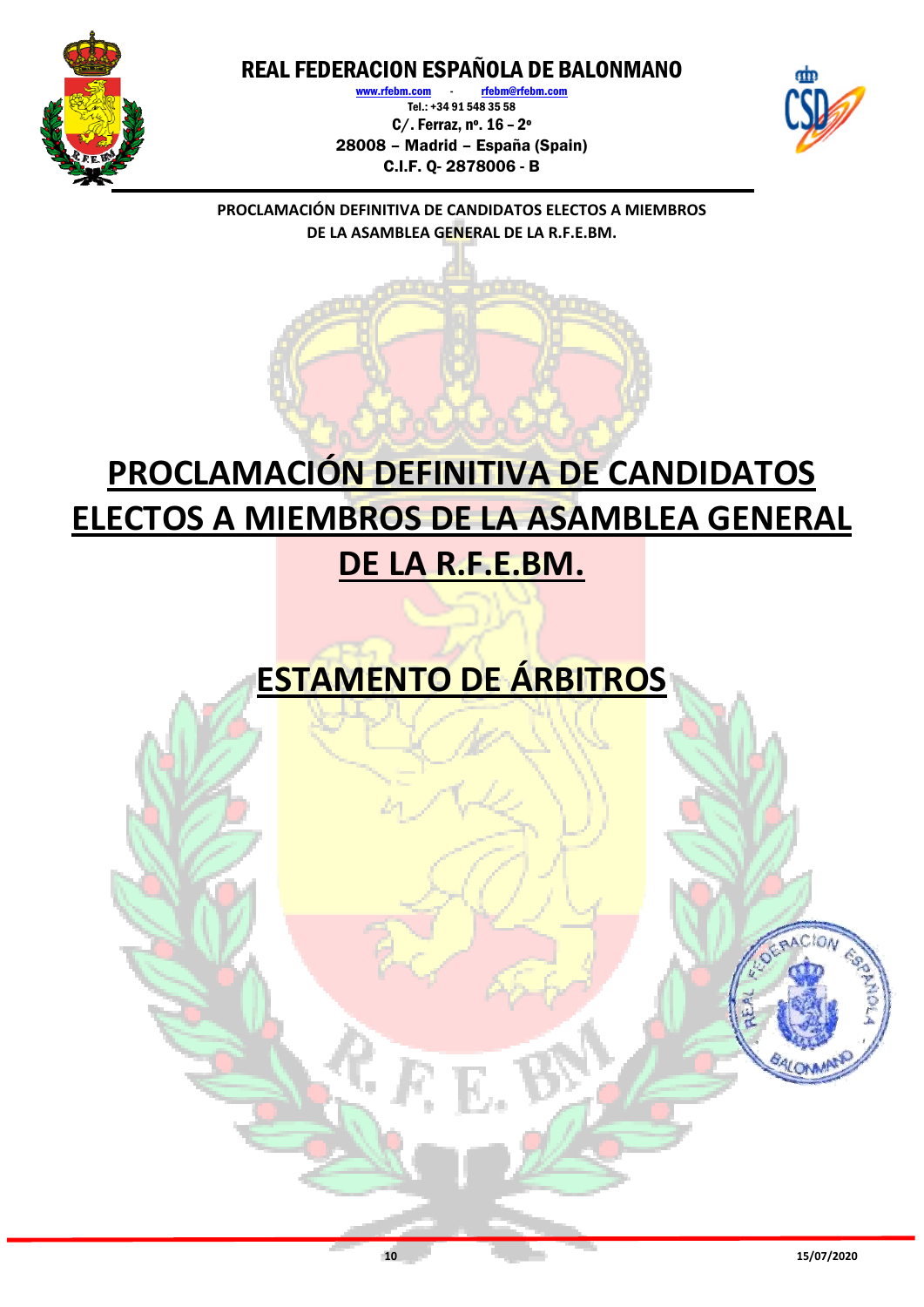# PROCLAMACIÓN DEFINITIVA DE CANDIDATOS ELECTOS A MIEMBROS DE LA ASAMBLEA GENERAL DE LA R.F.E.BM.

## ESTAMENTO DE ÁRBITROS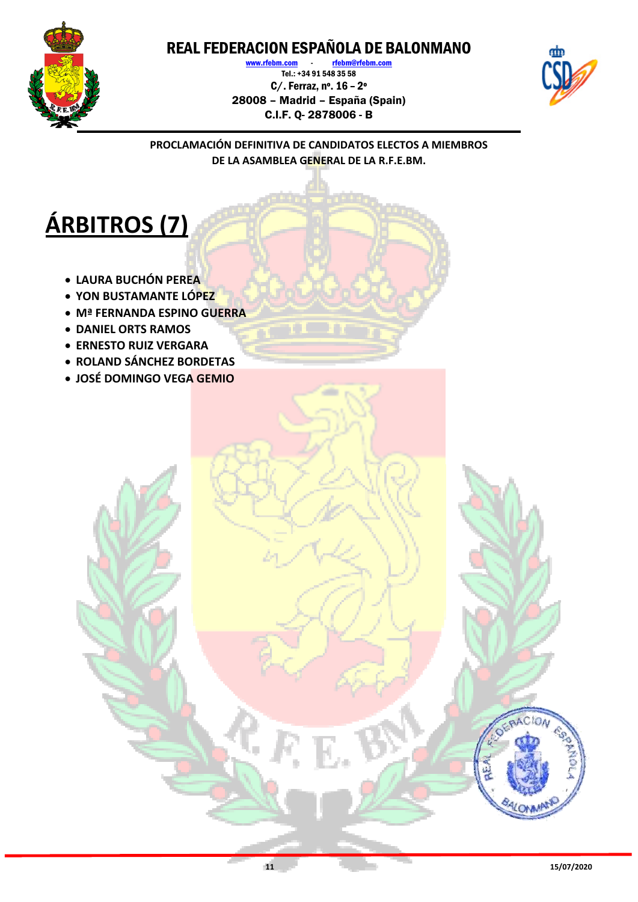# REAL FEDERACION ESPAÑOLA DE BALONMANO

www.rfebm.com - rfebm@rfebm.com
Tel.: +34 91 548 35 58
C/. Ferraz, nº. 16 – 2º
28008 – Madrid – España (Spain)
C.I.F. Q- 2878006 - B

**PROCLAMACIÓN DEFINITIVA DE CANDIDATOS ELECTOS A MIEMBROS DE LA ASAMBLEA GENERAL DE LA R.F.E.BM.**

## ÁRBITROS (7)

- LAURA BUCHÓN PEREA
- YON BUSTAMANTE LÓPEZ
- Mª FERNANDA ESPINO GUERRA
- DANIEL ORTS RAMOS
- ERNESTO RUIZ VERGARA
- ROLAND SÁNCHEZ BORDETAS
- JOSÉ DOMINGO VEGA GEMIO

15/07/2020